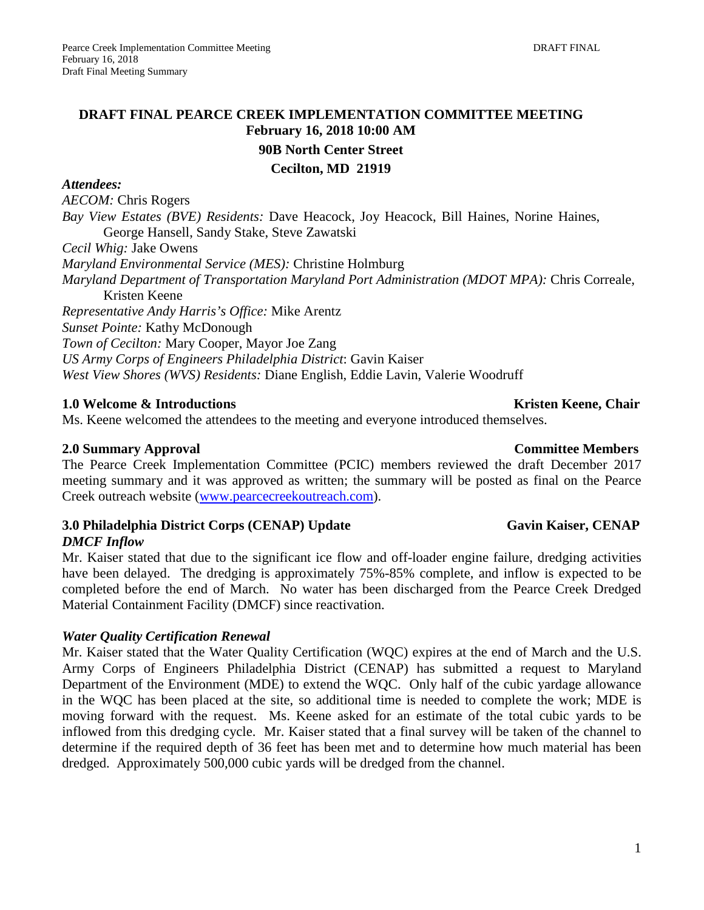# DRAFT FINAL PEARCE CREEK IMPLEMENTATION COMMITTEE MEETING

**February 16, 2018 10:00 AM**

**90B North Center Street**

**Cecilton, MD 21919**

***Attendees:***

*AECOM:* Chris Rogers
*Bay View Estates (BVE) Residents:* Dave Heacock, Joy Heacock, Bill Haines, Norine Haines, George Hansell, Sandy Stake, Steve Zawatski
*Cecil Whig:* Jake Owens
*Maryland Environmental Service (MES):* Christine Holmburg
*Maryland Department of Transportation Maryland Port Administration (MDOT MPA):* Chris Correale, Kristen Keene
*Representative Andy Harris's Office:* Mike Arentz
*Sunset Pointe:* Kathy McDonough
*Town of Cecilton:* Mary Cooper, Mayor Joe Zang
*US Army Corps of Engineers Philadelphia District*: Gavin Kaiser
*West View Shores (WVS) Residents:* Diane English, Eddie Lavin, Valerie Woodruff

## 1.0 Welcome & Introductions — Kristen Keene, Chair

Ms. Keene welcomed the attendees to the meeting and everyone introduced themselves.

## 2.0 Summary Approval — Committee Members

The Pearce Creek Implementation Committee (PCIC) members reviewed the draft December 2017 meeting summary and it was approved as written; the summary will be posted as final on the Pearce Creek outreach website (www.pearcecreekoutreach.com).

## 3.0 Philadelphia District Corps (CENAP) Update — Gavin Kaiser, CENAP

***DMCF Inflow***

Mr. Kaiser stated that due to the significant ice flow and off-loader engine failure, dredging activities have been delayed. The dredging is approximately 75%-85% complete, and inflow is expected to be completed before the end of March. No water has been discharged from the Pearce Creek Dredged Material Containment Facility (DMCF) since reactivation.

***Water Quality Certification Renewal***

Mr. Kaiser stated that the Water Quality Certification (WQC) expires at the end of March and the U.S. Army Corps of Engineers Philadelphia District (CENAP) has submitted a request to Maryland Department of the Environment (MDE) to extend the WQC. Only half of the cubic yardage allowance in the WQC has been placed at the site, so additional time is needed to complete the work; MDE is moving forward with the request. Ms. Keene asked for an estimate of the total cubic yards to be inflowed from this dredging cycle. Mr. Kaiser stated that a final survey will be taken of the channel to determine if the required depth of 36 feet has been met and to determine how much material has been dredged. Approximately 500,000 cubic yards will be dredged from the channel.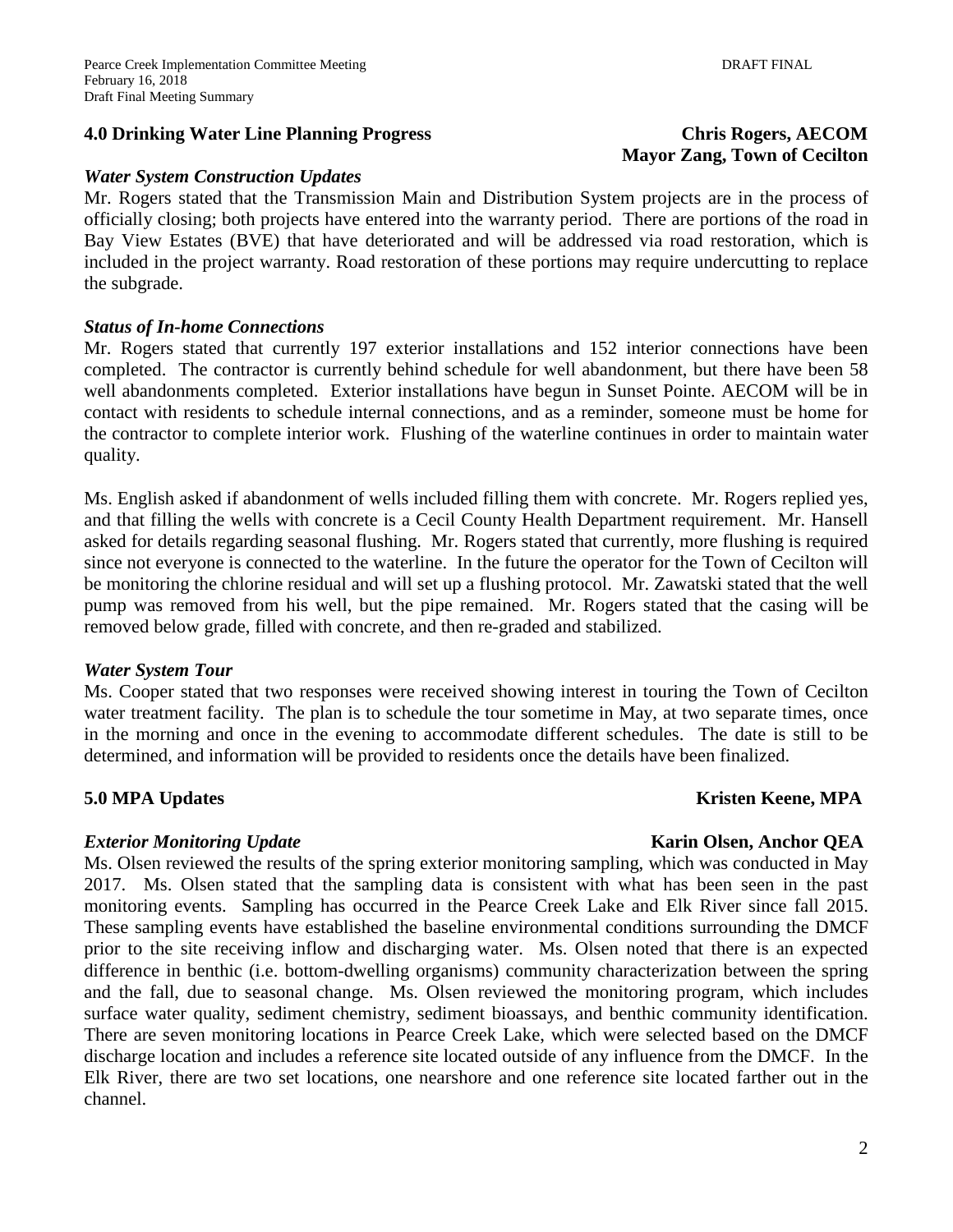## 4.0 Drinking Water Line Planning Progress

**Chris Rogers, AECOM**
**Mayor Zang, Town of Cecilton**

***Water System Construction Updates***

Mr. Rogers stated that the Transmission Main and Distribution System projects are in the process of officially closing; both projects have entered into the warranty period. There are portions of the road in Bay View Estates (BVE) that have deteriorated and will be addressed via road restoration, which is included in the project warranty. Road restoration of these portions may require undercutting to replace the subgrade.

***Status of In-home Connections***

Mr. Rogers stated that currently 197 exterior installations and 152 interior connections have been completed. The contractor is currently behind schedule for well abandonment, but there have been 58 well abandonments completed. Exterior installations have begun in Sunset Pointe. AECOM will be in contact with residents to schedule internal connections, and as a reminder, someone must be home for the contractor to complete interior work. Flushing of the waterline continues in order to maintain water quality.

Ms. English asked if abandonment of wells included filling them with concrete. Mr. Rogers replied yes, and that filling the wells with concrete is a Cecil County Health Department requirement. Mr. Hansell asked for details regarding seasonal flushing. Mr. Rogers stated that currently, more flushing is required since not everyone is connected to the waterline. In the future the operator for the Town of Cecilton will be monitoring the chlorine residual and will set up a flushing protocol. Mr. Zawatski stated that the well pump was removed from his well, but the pipe remained. Mr. Rogers stated that the casing will be removed below grade, filled with concrete, and then re-graded and stabilized.

***Water System Tour***

Ms. Cooper stated that two responses were received showing interest in touring the Town of Cecilton water treatment facility. The plan is to schedule the tour sometime in May, at two separate times, once in the morning and once in the evening to accommodate different schedules. The date is still to be determined, and information will be provided to residents once the details have been finalized.

## 5.0 MPA Updates

**Kristen Keene, MPA**

***Exterior Monitoring Update*** **Karin Olsen, Anchor QEA**

Ms. Olsen reviewed the results of the spring exterior monitoring sampling, which was conducted in May 2017. Ms. Olsen stated that the sampling data is consistent with what has been seen in the past monitoring events. Sampling has occurred in the Pearce Creek Lake and Elk River since fall 2015. These sampling events have established the baseline environmental conditions surrounding the DMCF prior to the site receiving inflow and discharging water. Ms. Olsen noted that there is an expected difference in benthic (i.e. bottom-dwelling organisms) community characterization between the spring and the fall, due to seasonal change. Ms. Olsen reviewed the monitoring program, which includes surface water quality, sediment chemistry, sediment bioassays, and benthic community identification. There are seven monitoring locations in Pearce Creek Lake, which were selected based on the DMCF discharge location and includes a reference site located outside of any influence from the DMCF. In the Elk River, there are two set locations, one nearshore and one reference site located farther out in the channel.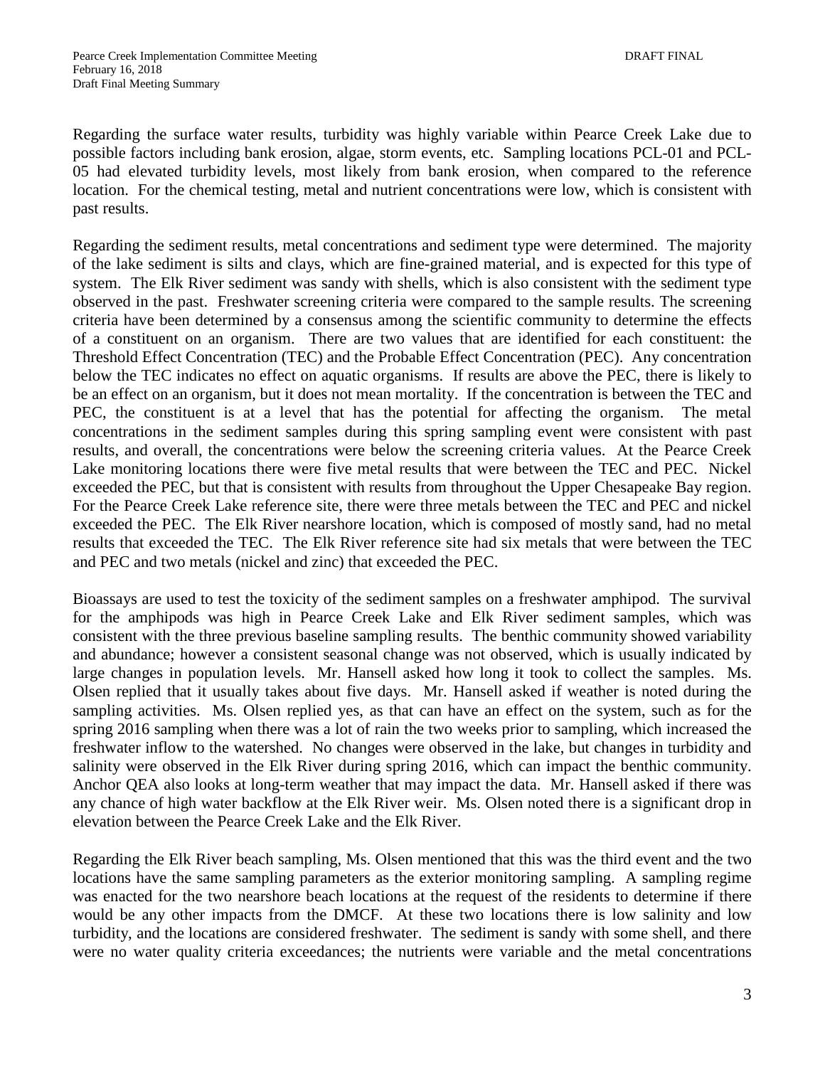Regarding the surface water results, turbidity was highly variable within Pearce Creek Lake due to possible factors including bank erosion, algae, storm events, etc. Sampling locations PCL-01 and PCL-05 had elevated turbidity levels, most likely from bank erosion, when compared to the reference location. For the chemical testing, metal and nutrient concentrations were low, which is consistent with past results.

Regarding the sediment results, metal concentrations and sediment type were determined. The majority of the lake sediment is silts and clays, which are fine-grained material, and is expected for this type of system. The Elk River sediment was sandy with shells, which is also consistent with the sediment type observed in the past. Freshwater screening criteria were compared to the sample results. The screening criteria have been determined by a consensus among the scientific community to determine the effects of a constituent on an organism. There are two values that are identified for each constituent: the Threshold Effect Concentration (TEC) and the Probable Effect Concentration (PEC). Any concentration below the TEC indicates no effect on aquatic organisms. If results are above the PEC, there is likely to be an effect on an organism, but it does not mean mortality. If the concentration is between the TEC and PEC, the constituent is at a level that has the potential for affecting the organism. The metal concentrations in the sediment samples during this spring sampling event were consistent with past results, and overall, the concentrations were below the screening criteria values. At the Pearce Creek Lake monitoring locations there were five metal results that were between the TEC and PEC. Nickel exceeded the PEC, but that is consistent with results from throughout the Upper Chesapeake Bay region. For the Pearce Creek Lake reference site, there were three metals between the TEC and PEC and nickel exceeded the PEC. The Elk River nearshore location, which is composed of mostly sand, had no metal results that exceeded the TEC. The Elk River reference site had six metals that were between the TEC and PEC and two metals (nickel and zinc) that exceeded the PEC.

Bioassays are used to test the toxicity of the sediment samples on a freshwater amphipod. The survival for the amphipods was high in Pearce Creek Lake and Elk River sediment samples, which was consistent with the three previous baseline sampling results. The benthic community showed variability and abundance; however a consistent seasonal change was not observed, which is usually indicated by large changes in population levels. Mr. Hansell asked how long it took to collect the samples. Ms. Olsen replied that it usually takes about five days. Mr. Hansell asked if weather is noted during the sampling activities. Ms. Olsen replied yes, as that can have an effect on the system, such as for the spring 2016 sampling when there was a lot of rain the two weeks prior to sampling, which increased the freshwater inflow to the watershed. No changes were observed in the lake, but changes in turbidity and salinity were observed in the Elk River during spring 2016, which can impact the benthic community. Anchor QEA also looks at long-term weather that may impact the data. Mr. Hansell asked if there was any chance of high water backflow at the Elk River weir. Ms. Olsen noted there is a significant drop in elevation between the Pearce Creek Lake and the Elk River.

Regarding the Elk River beach sampling, Ms. Olsen mentioned that this was the third event and the two locations have the same sampling parameters as the exterior monitoring sampling. A sampling regime was enacted for the two nearshore beach locations at the request of the residents to determine if there would be any other impacts from the DMCF. At these two locations there is low salinity and low turbidity, and the locations are considered freshwater. The sediment is sandy with some shell, and there were no water quality criteria exceedances; the nutrients were variable and the metal concentrations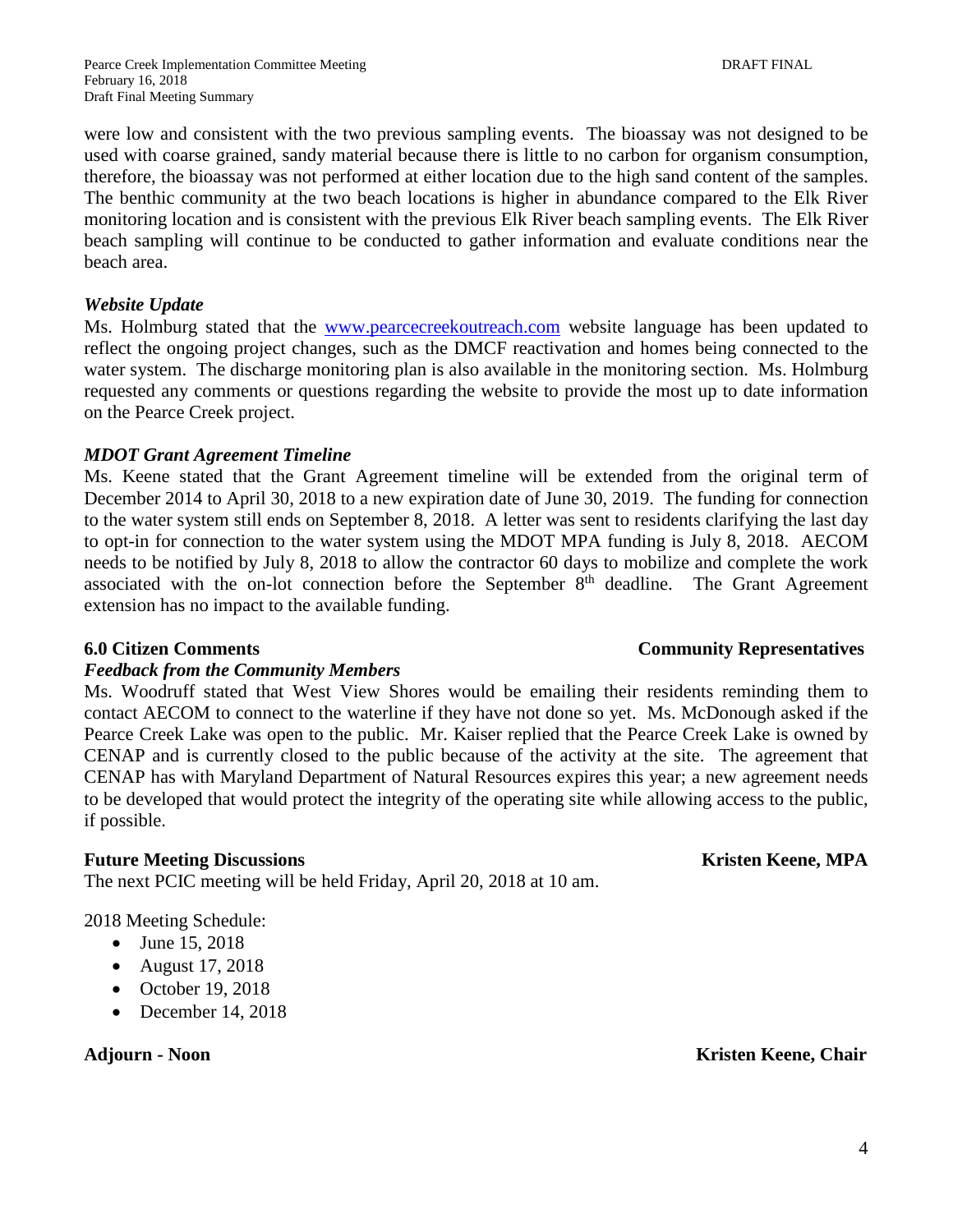were low and consistent with the two previous sampling events. The bioassay was not designed to be used with coarse grained, sandy material because there is little to no carbon for organism consumption, therefore, the bioassay was not performed at either location due to the high sand content of the samples. The benthic community at the two beach locations is higher in abundance compared to the Elk River monitoring location and is consistent with the previous Elk River beach sampling events. The Elk River beach sampling will continue to be conducted to gather information and evaluate conditions near the beach area.

***Website Update***

Ms. Holmburg stated that the www.pearcecreekoutreach.com website language has been updated to reflect the ongoing project changes, such as the DMCF reactivation and homes being connected to the water system. The discharge monitoring plan is also available in the monitoring section. Ms. Holmburg requested any comments or questions regarding the website to provide the most up to date information on the Pearce Creek project.

***MDOT Grant Agreement Timeline***

Ms. Keene stated that the Grant Agreement timeline will be extended from the original term of December 2014 to April 30, 2018 to a new expiration date of June 30, 2019. The funding for connection to the water system still ends on September 8, 2018. A letter was sent to residents clarifying the last day to opt-in for connection to the water system using the MDOT MPA funding is July 8, 2018. AECOM needs to be notified by July 8, 2018 to allow the contractor 60 days to mobilize and complete the work associated with the on-lot connection before the September 8th deadline. The Grant Agreement extension has no impact to the available funding.

**6.0 Citizen Comments** **Community Representatives**

***Feedback from the Community Members***

Ms. Woodruff stated that West View Shores would be emailing their residents reminding them to contact AECOM to connect to the waterline if they have not done so yet. Ms. McDonough asked if the Pearce Creek Lake was open to the public. Mr. Kaiser replied that the Pearce Creek Lake is owned by CENAP and is currently closed to the public because of the activity at the site. The agreement that CENAP has with Maryland Department of Natural Resources expires this year; a new agreement needs to be developed that would protect the integrity of the operating site while allowing access to the public, if possible.

**Future Meeting Discussions** **Kristen Keene, MPA**

The next PCIC meeting will be held Friday, April 20, 2018 at 10 am.

2018 Meeting Schedule:

- June 15, 2018
- August 17, 2018
- October 19, 2018
- December 14, 2018

**Adjourn - Noon** **Kristen Keene, Chair**